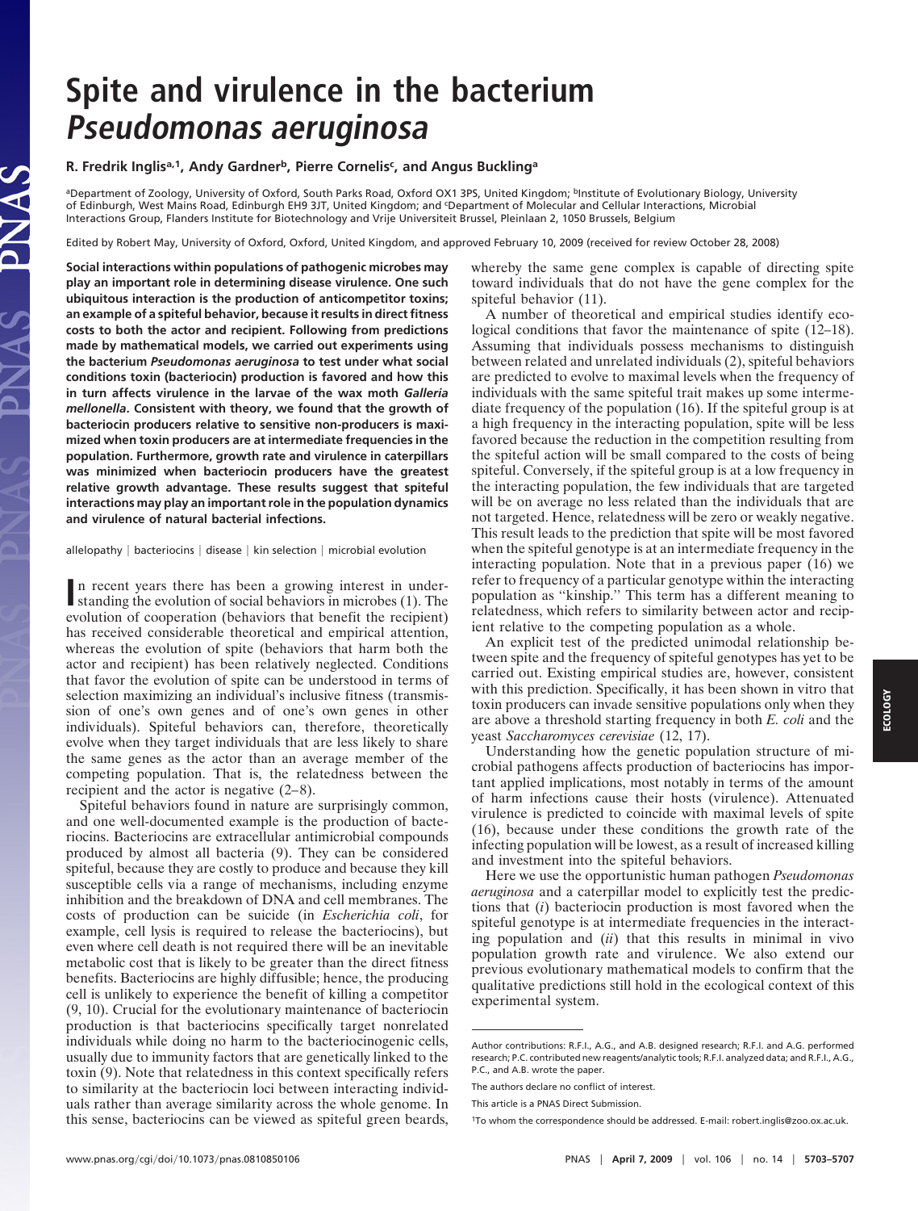# Spite and virulence in the bacterium *Pseudomonas aeruginosa*

**R. Fredrik Inglis[a,1], Andy Gardner[b], Pierre Cornelis[c], and Angus Buckling[a]**

[a]Department of Zoology, University of Oxford, South Parks Road, Oxford OX1 3PS, United Kingdom; [b]Institute of Evolutionary Biology, University of Edinburgh, West Mains Road, Edinburgh EH9 3JT, United Kingdom; and [c]Department of Molecular and Cellular Interactions, Microbial Interactions Group, Flanders Institute for Biotechnology and Vrije Universiteit Brussel, Pleinlaan 2, 1050 Brussels, Belgium

Edited by Robert May, University of Oxford, Oxford, United Kingdom, and approved February 10, 2009 (received for review October 28, 2008)

**Social interactions within populations of pathogenic microbes may play an important role in determining disease virulence. One such ubiquitous interaction is the production of anticompetitor toxins; an example of a spiteful behavior, because it results in direct fitness costs to both the actor and recipient. Following from predictions made by mathematical models, we carried out experiments using the bacterium *Pseudomonas aeruginosa* to test under what social conditions toxin (bacteriocin) production is favored and how this in turn affects virulence in the larvae of the wax moth *Galleria mellonella*. Consistent with theory, we found that the growth of bacteriocin producers relative to sensitive non-producers is maximized when toxin producers are at intermediate frequencies in the population. Furthermore, growth rate and virulence in caterpillars was minimized when bacteriocin producers have the greatest relative growth advantage. These results suggest that spiteful interactions may play an important role in the population dynamics and virulence of natural bacterial infections.**

allelopathy | bacteriocins | disease | kin selection | microbial evolution

In recent years there has been a growing interest in understanding the evolution of social behaviors in microbes (1). The evolution of cooperation (behaviors that benefit the recipient) has received considerable theoretical and empirical attention, whereas the evolution of spite (behaviors that harm both the actor and recipient) has been relatively neglected. Conditions that favor the evolution of spite can be understood in terms of selection maximizing an individual's inclusive fitness (transmission of one's own genes and of one's own genes in other individuals). Spiteful behaviors can, therefore, theoretically evolve when they target individuals that are less likely to share the same genes as the actor than an average member of the competing population. That is, the relatedness between the recipient and the actor is negative (2–8).

Spiteful behaviors found in nature are surprisingly common, and one well-documented example is the production of bacteriocins. Bacteriocins are extracellular antimicrobial compounds produced by almost all bacteria (9). They can be considered spiteful, because they are costly to produce and because they kill susceptible cells via a range of mechanisms, including enzyme inhibition and the breakdown of DNA and cell membranes. The costs of production can be suicide (in *Escherichia coli*, for example, cell lysis is required to release the bacteriocins), but even where cell death is not required there will be an inevitable metabolic cost that is likely to be greater than the direct fitness benefits. Bacteriocins are highly diffusible; hence, the producing cell is unlikely to experience the benefit of killing a competitor (9, 10). Crucial for the evolutionary maintenance of bacteriocin production is that bacteriocins specifically target nonrelated individuals while doing no harm to the bacteriocinogenic cells, usually due to immunity factors that are genetically linked to the toxin (9). Note that relatedness in this context specifically refers to similarity at the bacteriocin loci between interacting individuals rather than average similarity across the whole genome. In this sense, bacteriocins can be viewed as spiteful green beards, whereby the same gene complex is capable of directing spite toward individuals that do not have the gene complex for the spiteful behavior (11).

A number of theoretical and empirical studies identify ecological conditions that favor the maintenance of spite (12–18). Assuming that individuals possess mechanisms to distinguish between related and unrelated individuals (2), spiteful behaviors are predicted to evolve to maximal levels when the frequency of individuals with the same spiteful trait makes up some intermediate frequency of the population (16). If the spiteful group is at a high frequency in the interacting population, spite will be less favored because the reduction in the competition resulting from the spiteful action will be small compared to the costs of being spiteful. Conversely, if the spiteful group is at a low frequency in the interacting population, the few individuals that are targeted will be on average no less related than the individuals that are not targeted. Hence, relatedness will be zero or weakly negative. This result leads to the prediction that spite will be most favored when the spiteful genotype is at an intermediate frequency in the interacting population. Note that in a previous paper (16) we refer to frequency of a particular genotype within the interacting population as "kinship." This term has a different meaning to relatedness, which refers to similarity between actor and recipient relative to the competing population as a whole.

An explicit test of the predicted unimodal relationship between spite and the frequency of spiteful genotypes has yet to be carried out. Existing empirical studies are, however, consistent with this prediction. Specifically, it has been shown in vitro that toxin producers can invade sensitive populations only when they are above a threshold starting frequency in both *E. coli* and the yeast *Saccharomyces cerevisiae* (12, 17).

Understanding how the genetic population structure of microbial pathogens affects production of bacteriocins has important applied implications, most notably in terms of the amount of harm infections cause their hosts (virulence). Attenuated virulence is predicted to coincide with maximal levels of spite (16), because under these conditions the growth rate of the infecting population will be lowest, as a result of increased killing and investment into the spiteful behaviors.

Here we use the opportunistic human pathogen *Pseudomonas aeruginosa* and a caterpillar model to explicitly test the predictions that (*i*) bacteriocin production is most favored when the spiteful genotype is at intermediate frequencies in the interacting population and (*ii*) that this results in minimal in vivo population growth rate and virulence. We also extend our previous evolutionary mathematical models to confirm that the qualitative predictions still hold in the ecological context of this experimental system.

Author contributions: R.F.I., A.G., and A.B. designed research; R.F.I. and A.G. performed research; P.C. contributed new reagents/analytic tools; R.F.I. analyzed data; and R.F.I., A.G., P.C., and A.B. wrote the paper.

The authors declare no conflict of interest.

This article is a PNAS Direct Submission.

[1]To whom the correspondence should be addressed. E-mail: robert.inglis@zoo.ox.ac.uk.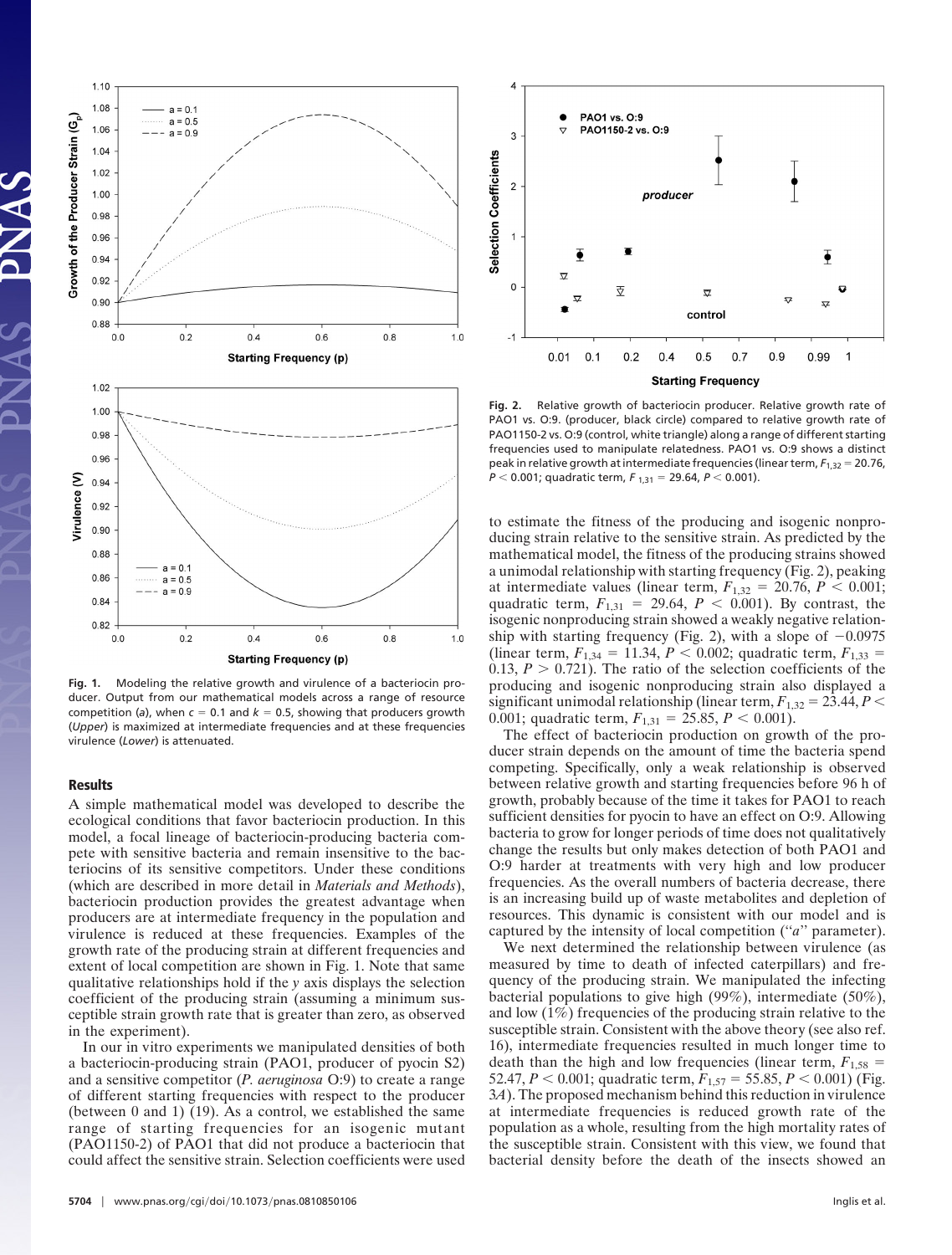Fig. 1. Modeling the relative growth and virulence of a bacteriocin producer. Output from our mathematical models across a range of resource competition (a), when $c = 0.1$ and $k = 0.5$, showing that producers growth (*Upper*) is maximized at intermediate frequencies and at these frequencies virulence (*Lower*) is attenuated.

Fig. 2. Relative growth of bacteriocin producer. Relative growth rate of PAO1 vs. O:9. (producer, black circle) compared to relative growth rate of PAO1150-2 vs. O:9 (control, white triangle) along a range of different starting frequencies used to manipulate relatedness. PAO1 vs. O:9 shows a distinct peak in relative growth at intermediate frequencies (linear term, $F_{1,32} = 20.76$, $P < 0.001$; quadratic term, $F_{1,31} = 29.64$, $P < 0.001$).

## Results

A simple mathematical model was developed to describe the ecological conditions that favor bacteriocin production. In this model, a focal lineage of bacteriocin-producing bacteria compete with sensitive bacteria and remain insensitive to the bacteriocins of its sensitive competitors. Under these conditions (which are described in more detail in *Materials and Methods*), bacteriocin production provides the greatest advantage when producers are at intermediate frequency in the population and virulence is reduced at these frequencies. Examples of the growth rate of the producing strain at different frequencies and extent of local competition are shown in Fig. 1. Note that same qualitative relationships hold if the *y* axis displays the selection coefficient of the producing strain (assuming a minimum susceptible strain growth rate that is greater than zero, as observed in the experiment).

In our in vitro experiments we manipulated densities of both a bacteriocin-producing strain (PAO1, producer of pyocin S2) and a sensitive competitor (*P. aeruginosa* O:9) to create a range of different starting frequencies with respect to the producer (between 0 and 1) (19). As a control, we established the same range of starting frequencies for an isogenic mutant (PAO1150-2) of PAO1 that did not produce a bacteriocin that could affect the sensitive strain. Selection coefficients were used to estimate the fitness of the producing and isogenic nonproducing strain relative to the sensitive strain. As predicted by the mathematical model, the fitness of the producing strains showed a unimodal relationship with starting frequency (Fig. 2), peaking at intermediate values (linear term, $F_{1,32} = 20.76$, $P < 0.001$; quadratic term, $F_{1,31} = 29.64$, $P < 0.001$). By contrast, the isogenic nonproducing strain showed a weakly negative relationship with starting frequency (Fig. 2), with a slope of $-0.0975$ (linear term, $F_{1,34} = 11.34$, $P < 0.002$; quadratic term, $F_{1,33} = 0.13$, $P > 0.721$). The ratio of the selection coefficients of the producing and isogenic nonproducing strain also displayed a significant unimodal relationship (linear term, $F_{1,32} = 23.44$, $P < 0.001$; quadratic term, $F_{1,31} = 25.85$, $P < 0.001$).

The effect of bacteriocin production on growth of the producer strain depends on the amount of time the bacteria spend competing. Specifically, only a weak relationship is observed between relative growth and starting frequencies before 96 h of growth, probably because of the time it takes for PAO1 to reach sufficient densities for pyocin to have an effect on O:9. Allowing bacteria to grow for longer periods of time does not qualitatively change the results but only makes detection of both PAO1 and O:9 harder at treatments with very high and low producer frequencies. As the overall numbers of bacteria decrease, there is an increasing build up of waste metabolites and depletion of resources. This dynamic is consistent with our model and is captured by the intensity of local competition ("*a*" parameter).

We next determined the relationship between virulence (as measured by time to death of infected caterpillars) and frequency of the producing strain. We manipulated the infecting bacterial populations to give high (99%), intermediate (50%), and low (1%) frequencies of the producing strain relative to the susceptible strain. Consistent with the above theory (see also ref. 16), intermediate frequencies resulted in much longer time to death than the high and low frequencies (linear term, $F_{1,58} = 52.47$, $P < 0.001$; quadratic term, $F_{1,57} = 55.85$, $P < 0.001$) (Fig. 3*A*). The proposed mechanism behind this reduction in virulence at intermediate frequencies is reduced growth rate of the population as a whole, resulting from the high mortality rates of the susceptible strain. Consistent with this view, we found that bacterial density before the death of the insects showed an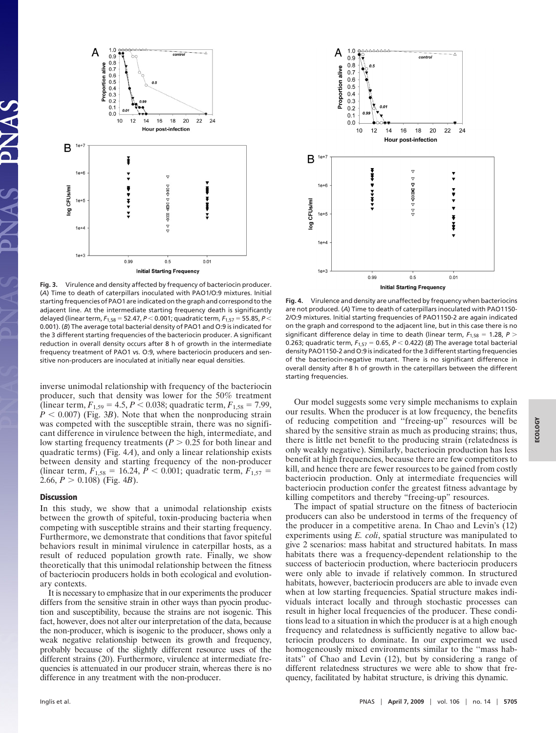Fig. 3. Virulence and density affected by frequency of bacteriocin producer. (*A*) Time to death of caterpillars inoculated with PAO1/O:9 mixtures. Initial starting frequencies of PAO1 are indicated on the graph and correspond to the adjacent line. At the intermediate starting frequency death is significantly delayed (linear term, $F_{1,58} = 52.47$, $P < 0.001$; quadratic term, $F_{1,57} = 55.85$, $P < 0.001$). (*B*) The average total bacterial density of PAO1 and O:9 is indicated for the 3 different starting frequencies of the bacteriocin producer. A significant reduction in overall density occurs after 8 h of growth in the intermediate frequency treatment of PAO1 vs. O:9, where bacteriocin producers and sensitive non-producers are inoculated at initially near equal densities.

Fig. 4. Virulence and density are unaffected by frequency when bacteriocins are not produced. (*A*) Time to death of caterpillars inoculated with PAO1150-2/O:9 mixtures. Initial starting frequencies of PAO1150-2 are again indicated on the graph and correspond to the adjacent line, but in this case there is no significant difference delay in time to death (linear term, $F_{1,58} = 1.28$, $P > 0.263$; quadratic term, $F_{1,57} = 0.65$, $P < 0.422$) (*B*) The average total bacterial density PAO1150-2 and O:9 is indicated for the 3 different starting frequencies of the bacteriocin-negative mutant. There is no significant difference in overall density after 8 h of growth in the caterpillars between the different starting frequencies.

inverse unimodal relationship with frequency of the bacteriocin producer, such that density was lower for the 50% treatment (linear term, $F_{1,59} = 4.5$, $P < 0.038$; quadratic term, $F_{1,58} = 7.99$, $P < 0.007$) (Fig. 3*B*). Note that when the nonproducing strain was competed with the susceptible strain, there was no significant difference in virulence between the high, intermediate, and low starting frequency treatments ($P > 0.25$ for both linear and quadratic terms) (Fig. 4*A*), and only a linear relationship exists between density and starting frequency of the non-producer (linear term, $F_{1,58} = 16.24$, $P < 0.001$; quadratic term, $F_{1,57} = 2.66$, $P > 0.108$) (Fig. 4*B*).

## Discussion

In this study, we show that a unimodal relationship exists between the growth of spiteful, toxin-producing bacteria when competing with susceptible strains and their starting frequency. Furthermore, we demonstrate that conditions that favor spiteful behaviors result in minimal virulence in caterpillar hosts, as a result of reduced population growth rate. Finally, we show theoretically that this unimodal relationship between the fitness of bacteriocin producers holds in both ecological and evolutionary contexts.

It is necessary to emphasize that in our experiments the producer differs from the sensitive strain in other ways than pyocin production and susceptibility, because the strains are not isogenic. This fact, however, does not alter our interpretation of the data, because the non-producer, which is isogenic to the producer, shows only a weak negative relationship between its growth and frequency, probably because of the slightly different resource uses of the different strains (20). Furthermore, virulence at intermediate frequencies is attenuated in our producer strain, whereas there is no difference in any treatment with the non-producer.

Our model suggests some very simple mechanisms to explain our results. When the producer is at low frequency, the benefits of reducing competition and "freeing-up" resources will be shared by the sensitive strain as much as producing strains; thus, there is little net benefit to the producing strain (relatedness is only weakly negative). Similarly, bacteriocin production has less benefit at high frequencies, because there are few competitors to kill, and hence there are fewer resources to be gained from costly bacteriocin production. Only at intermediate frequencies will bacteriocin production confer the greatest fitness advantage by killing competitors and thereby "freeing-up" resources.

The impact of spatial structure on the fitness of bacteriocin producers can also be understood in terms of the frequency of the producer in a competitive arena. In Chao and Levin's (12) experiments using *E. coli*, spatial structure was manipulated to give 2 scenarios: mass habitat and structured habitats. In mass habitats there was a frequency-dependent relationship to the success of bacteriocin production, where bacteriocin producers were only able to invade if relatively common. In structured habitats, however, bacteriocin producers are able to invade even when at low starting frequencies. Spatial structure makes individuals interact locally and through stochastic processes can result in higher local frequencies of the producer. These conditions lead to a situation in which the producer is at a high enough frequency and relatedness is sufficiently negative to allow bacteriocin producers to dominate. In our experiment we used homogeneously mixed environments similar to the "mass habitats" of Chao and Levin, but by considering a range of different relatedness structures we were able to show that frequency, facilitated by habitat structure, is driving this dynamic.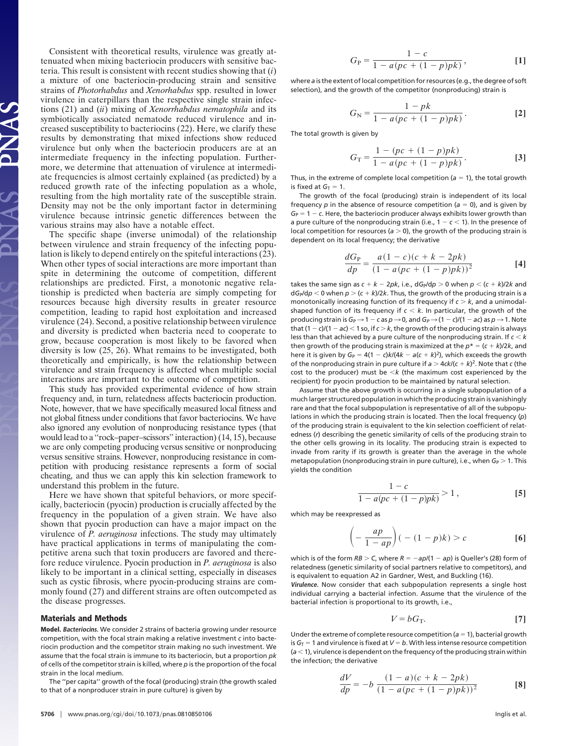Consistent with theoretical results, virulence was greatly attenuated when mixing bacteriocin producers with sensitive bacteria. This result is consistent with recent studies showing that (*i*) a mixture of one bacteriocin-producing strain and sensitive strains of *Photorhabdus* and *Xenorhabdus* spp. resulted in lower virulence in caterpillars than the respective single strain infections (21) and (*ii*) mixing of *Xenorrhabdus nematophila* and its symbiotically associated nematode reduced virulence and increased susceptibility to bacteriocins (22). Here, we clarify these results by demonstrating that mixed infections show reduced virulence but only when the bacteriocin producers are at an intermediate frequency in the infecting population. Furthermore, we determine that attenuation of virulence at intermediate frequencies is almost certainly explained (as predicted) by a reduced growth rate of the infecting population as a whole, resulting from the high mortality rate of the susceptible strain. Density may not be the only important factor in determining virulence because intrinsic genetic differences between the various strains may also have a notable effect.

The specific shape (inverse unimodal) of the relationship between virulence and strain frequency of the infecting population is likely to depend entirely on the spiteful interactions (23). When other types of social interactions are more important than spite in determining the outcome of competition, different relationships are predicted. First, a monotonic negative relationship is predicted when bacteria are simply competing for resources because high diversity results in greater resource competition, leading to rapid host exploitation and increased virulence (24). Second, a positive relationship between virulence and diversity is predicted when bacteria need to cooperate to grow, because cooperation is most likely to be favored when diversity is low (25, 26). What remains to be investigated, both theoretically and empirically, is how the relationship between virulence and strain frequency is affected when multiple social interactions are important to the outcome of competition.

This study has provided experimental evidence of how strain frequency and, in turn, relatedness affects bacteriocin production. Note, however, that we have specifically measured local fitness and not global fitness under conditions that favor bacteriocins. We have also ignored any evolution of nonproducing resistance types (that would lead to a "rock–paper–scissors" interaction) (14, 15), because we are only competing producing versus sensitive or nonproducing versus sensitive strains. However, nonproducing resistance in competition with producing resistance represents a form of social cheating, and thus we can apply this kin selection framework to understand this problem in the future.

Here we have shown that spiteful behaviors, or more specifically, bacteriocin (pyocin) production is crucially affected by the frequency in the population of a given strain. We have also shown that pyocin production can have a major impact on the virulence of *P. aeruginosa* infections. The study may ultimately have practical applications in terms of manipulating the competitive arena such that toxin producers are favored and therefore reduce virulence. Pyocin production in *P. aeruginosa* is also likely to be important in a clinical setting, especially in diseases such as cystic fibrosis, where pyocin-producing strains are commonly found (27) and different strains are often outcompeted as the disease progresses.

## Materials and Methods

**Model.** ***Bacteriocins.*** We consider 2 strains of bacteria growing under resource competition, with the focal strain making a relative investment $c$ into bacteriocin production and the competitor strain making no such investment. We assume that the focal strain is immune to its bacteriocin, but a proportion $pk$ of cells of the competitor strain is killed, where $p$ is the proportion of the focal strain in the local medium.

The "per capita" growth of the focal (producing) strain (the growth scaled to that of a nonproducer strain in pure culture) is given by

$$G_P = \frac{1-c}{1-a(pc+(1-p)pk)}, \qquad [1]$$

where $a$ is the extent of local competition for resources (e.g., the degree of soft selection), and the growth of the competitor (nonproducing) strain is

$$G_N = \frac{1-pk}{1-a(pc+(1-p)pk)}. \qquad [2]$$

The total growth is given by

$$G_T = \frac{1-(pc+(1-p)pk)}{1-a(pc+(1-p)pk)}. \qquad [3]$$

Thus, in the extreme of complete local competition ($a = 1$), the total growth is fixed at $G_T = 1$.

The growth of the focal (producing) strain is independent of its local frequency $p$ in the absence of resource competition ($a = 0$), and is given by $G_P = 1 - c$. Here, the bacteriocin producer always exhibits lower growth than a pure culture of the nonproducing strain (i.e., $1 - c < 1$). In the presence of local competition for resources ($a > 0$), the growth of the producing strain is dependent on its local frequency; the derivative

$$\frac{dG_P}{dp} = \frac{a(1-c)(c+k-2pk)}{(1-a(pc+(1-p)pk))^2} \qquad [4]$$

takes the same sign as $c + k - 2pk$, i.e., $dG_P/dp > 0$ when $p < (c + k)/2k$ and $dG_P/dp < 0$ when $p > (c + k)/2k$. Thus, the growth of the producing strain is a monotonically increasing function of its frequency if $c > k$, and a unimodal-shaped function of its frequency if $c < k$. In particular, the growth of the producing strain is $G_P \to 1 - c$ as $p \to 0$, and $G_P \to (1 - c)/(1 - ac)$ as $p \to 1$. Note that $(1 - c)/(1 - ac) < 1$ so, if $c > k$, the growth of the producing strain is always less than that achieved by a pure culture of the nonproducing strain. If $c < k$ then growth of the producing strain is maximized at the $p^* = (c + k)/2k$, and here it is given by $G_P = 4(1 - c)k/(4k - a(c + k)^2)$, which exceeds the growth of the nonproducing strain in pure culture if $a > 4ck/(c + k)^2$. Note that $c$ (the cost to the producer) must be $<k$ (the maximum cost experienced by the recipient) for pyocin production to be maintained by natural selection.

Assume that the above growth is occurring in a single subpopulation of a much larger structured population in which the producing strain is vanishingly rare and that the focal subpopulation is representative of all of the subpopulations in which the producing strain is located. Then the local frequency ($p$) of the producing strain is equivalent to the kin selection coefficient of relatedness ($r$) describing the genetic similarity of cells of the producing strain to the other cells growing in its locality. The producing strain is expected to invade from rarity if its growth is greater than the average in the whole metapopulation (nonproducing strain in pure culture), i.e., when $G_P > 1$. This yields the condition

$$\frac{1-c}{1-a(pc+(1-p)pk)} > 1, \qquad [5]$$

which may be reexpressed as

$$\left(-\frac{ap}{1-ap}\right)(-(1-p)k) > c \qquad [6]$$

which is of the form $RB > C$, where $R = -ap/(1 - ap)$ is Queller's (28) form of relatedness (genetic similarity of social partners relative to competitors), and is equivalent to equation A2 in Gardner, West, and Buckling (16).

***Virulence.*** Now consider that each subpopulation represents a single host individual carrying a bacterial infection. Assume that the virulence of the bacterial infection is proportional to its growth, i.e.,

$$V = bG_T. \qquad [7]$$

Under the extreme of complete resource competition ($a = 1$), bacterial growth is $G_T = 1$ and virulence is fixed at $V = b$. With less intense resource competition ($a < 1$), virulence is dependent on the frequency of the producing strain within the infection; the derivative

$$\frac{dV}{dp} = -b\,\frac{(1-a)(c+k-2pk)}{(1-a(pc+(1-p)pk))^2} \qquad [8]$$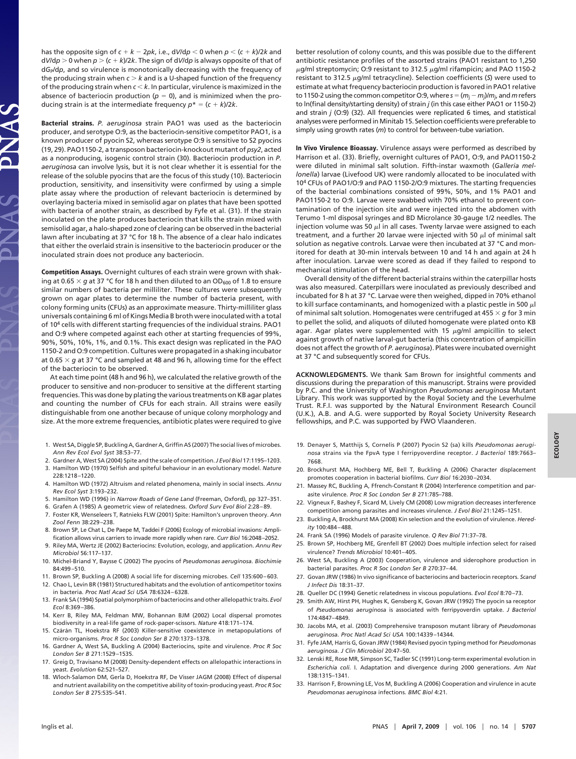has the opposite sign of $c + k - 2pk$, i.e., $dV/dp < 0$ when $p < (c + k)/2k$ and $dV/dp > 0$ when $p > (c + k)/2k$. The sign of $dV/dp$ is always opposite of that of $dG_P/dp$, and so virulence is monotonically decreasing with the frequency of the producing strain when $c > k$ and is a U-shaped function of the frequency of the producing strain when $c < k$. In particular, virulence is maximized in the absence of bacteriocin production ($p = 0$), and is minimized when the producing strain is at the intermediate frequency $p^* = (c + k)/2k$.

**Bacterial strains.** *P. aeruginosa* strain PAO1 was used as the bacteriocin producer, and serotype O:9, as the bacteriocin-sensitive competitor PAO1, is a known producer of pyocin S2, whereas serotype O:9 is sensitive to S2 pyocins (19, 29). PAO1150-2, a transposon bacteriocin-knockout mutant of *psy2*, acted as a nonproducing, isogenic control strain (30). Bacteriocin production in *P. aeruginosa* can involve lysis, but it is not clear whether it is essential for the release of the soluble pyocins that are the focus of this study (10). Bacteriocin production, sensitivity, and insensitivity were confirmed by using a simple plate assay where the production of relevant bacteriocin is determined by overlaying bacteria mixed in semisolid agar on plates that have been spotted with bacteria of another strain, as described by Fyfe et al. (31). If the strain inoculated on the plate produces bacteriocin that kills the strain mixed with semisolid agar, a halo-shaped zone of clearing can be observed in the bacterial lawn after incubating at 37 °C for 18 h. The absence of a clear halo indicates that either the overlaid strain is insensitive to the bacteriocin producer or the inoculated strain does not produce any bacteriocin.

**Competition Assays.** Overnight cultures of each strain were grown with shaking at $0.65 \times g$ at 37 °C for 18 h and then diluted to an $OD_{600}$ of 1.8 to ensure similar numbers of bacteria per milliliter. These cultures were subsequently grown on agar plates to determine the number of bacteria present, with colony forming units (CFUs) as an approximate measure. Thirty-milliliter glass universals containing 6 ml of Kings Media B broth were inoculated with a total of $10^4$ cells with different starting frequencies of the individual strains. PAO1 and O:9 where competed against each other at starting frequencies of 99%, 90%, 50%, 10%, 1%, and 0.1%. This exact design was replicated in the PAO 1150-2 and O:9 competition. Cultures were propagated in a shaking incubator at $0.65 \times g$ at 37 °C and sampled at 48 and 96 h, allowing time for the effect of the bacteriocin to be observed.

At each time point (48 h and 96 h), we calculated the relative growth of the producer to sensitive and non-producer to sensitive at the different starting frequencies. This was done by plating the various treatments on KB agar plates and counting the number of CFUs for each strain. All strains were easily distinguishable from one another because of unique colony morphology and size. At the more extreme frequencies, antibiotic plates were required to give better resolution of colony counts, and this was possible due to the different antibiotic resistance profiles of the assorted strains (PAO1 resistant to 1,250 μg/ml streptomycin; O:9 resistant to 312.5 μg/ml rifampicin; and PAO 1150-2 resistant to 312.5 μg/ml tetracycline). Selection coefficients ($S$) were used to estimate at what frequency bacteriocin production is favored in PAO1 relative to 1150-2 using the common competitor O:9, where $s = (m_j - m_i)/m_j$, and $m$ refers to ln(final density/starting density) of strain $j$ (in this case either PAO1 or 1150-2) and strain $j$ (O:9) (32). All frequencies were replicated 6 times, and statistical analyses were performed in Minitab 15. Selection coefficients were preferable to simply using growth rates ($m$) to control for between-tube variation.

**In Vivo Virulence Bioassay.** Virulence assays were performed as described by Harrison et al. (33). Briefly, overnight cultures of PAO1, O:9, and PAO1150-2 were diluted in minimal salt solution. Fifth-instar waxmoth (*Galleria mellonella*) larvae (Livefood UK) were randomly allocated to be inoculated with $10^4$ CFUs of PAO1/O:9 and PAO 1150-2/O:9 mixtures. The starting frequencies of the bacterial combinations consisted of 99%, 50%, and 1% PAO1 and PAO1150-2 to O:9. Larvae were swabbed with 70% ethanol to prevent contamination of the injection site and were injected into the abdomen with Terumo 1-ml disposal syringes and BD Microlance 30-gauge 1/2 needles. The injection volume was 50 μl in all cases. Twenty larvae were assigned to each treatment, and a further 20 larvae were injected with 50 μl of minimal salt solution as negative controls. Larvae were then incubated at 37 °C and monitored for death at 30-min intervals between 10 and 14 h and again at 24 h after inoculation. Larvae were scored as dead if they failed to respond to mechanical stimulation of the head.

Overall density of the different bacterial strains within the caterpillar hosts was also measured. Caterpillars were inoculated as previously described and incubated for 8 h at 37 °C. Larvae were then weighed, dipped in 70% ethanol to kill surface contaminants, and homogenized with a plastic pestle in 500 μl of minimal salt solution. Homogenates were centrifuged at $455 \times g$ for 3 min to pellet the solid, and aliquots of diluted homogenate were plated onto KB agar. Agar plates were supplemented with 15 μg/ml ampicillin to select against growth of native larval-gut bacteria (this concentration of ampicillin does not affect the growth of *P. aeruginosa*). Plates were incubated overnight at 37 °C and subsequently scored for CFUs.

**ACKNOWLEDGMENTS.** We thank Sam Brown for insightful comments and discussions during the preparation of this manuscript. Strains were provided by P.C. and the University of Washington *Pseudomonas aeruginosa* Mutant Library. This work was supported by the Royal Society and the Leverhulme Trust. R.F.I. was supported by the Natural Environment Research Council (U.K.), A.B. and A.G. were supported by Royal Society University Research fellowships, and P.C. was supported by FWO Vlaanderen.

1. West SA, Diggle SP, Buckling A, Gardner A, Griffin AS (2007) The social lives of microbes. *Ann Rev Ecol Evol Syst* 38:53–77.
2. Gardner A, West SA (2004) Spite and the scale of competition. *J Evol Biol* 17:1195–1203.
3. Hamilton WD (1970) Selfish and spiteful behaviour in an evolutionary model. *Nature* 228:1218–1220.
4. Hamilton WD (1972) Altruism and related phenomena, mainly in social insects. *Annu Rev Ecol Syst* 3:193–232.
5. Hamilton WD (1996) in *Narrow Roads of Gene Land* (Freeman, Oxford), pp 327–351.
6. Grafen A (1985) A geometric view of relatedness. *Oxford Surv Evol Biol* 2:28–89.
7. Foster KR, Wenseleers T, Ratnieks FLW (2001) Spite: Hamilton's unproven theory. *Ann Zool Fenn* 38:229–238.
8. Brown SP, Le Chat L, De Paepe M, Taddei F (2006) Ecology of microbial invasions: Amplification allows virus carriers to invade more rapidly when rare. *Curr Biol* 16:2048–2052.
9. Riley MA, Wertz JE (2002) Bacteriocins: Evolution, ecology, and application. *Annu Rev Microbiol* 56:117–137.
10. Michel-Briand Y, Baysse C (2002) The pyocins of *Pseudomonas aeruginosa*. *Biochimie* 84:499–510.
11. Brown SP, Buckling A (2008) A social life for discerning microbes. *Cell* 135:600–603.
12. Chao L, Levin BR (1981) Structured habitats and the evolution of anticompetitor toxins in bacteria. *Proc Natl Acad Sci USA* 78:6324–6328.
13. Frank SA (1994) Spatial polymorphism of bacteriocins and other allelopathic traits. *Evol Ecol* 8:369–386.
14. Kerr B, Riley MA, Feldman MW, Bohannan BJM (2002) Local dispersal promotes biodiversity in a real-life game of rock-paper-scissors. *Nature* 418:171–174.
15. Czárán TL, Hoekstra RF (2003) Killer-sensitive coexistence in metapopulations of micro-organisms. *Proc R Soc London Ser B* 270:1373–1378.
16. Gardner A, West SA, Buckling A (2004) Bacteriocins, spite and virulence. *Proc R Soc London Ser B* 271:1529–1535.
17. Greig D, Travisano M (2008) Density-dependent effects on allelopathic interactions in yeast. *Evolution* 62:521–527.
18. Wloch-Salamon DM, Gerla D, Hoekstra RF, De Visser JAGM (2008) Effect of dispersal and nutrient availability on the competitive ability of toxin-producing yeast. *Proc R Soc London Ser B* 275:535–541.
19. Denayer S, Matthijs S, Cornelis P (2007) Pyocin S2 (sa) kills *Pseudomonas aeruginosa* strains via the FpvA type I ferripyoverdine receptor. *J Bacteriol* 189:7663–7668.
20. Brockhurst MA, Hochberg ME, Bell T, Buckling A (2006) Character displacement promotes cooperation in bacterial biofilms. *Curr Biol* 16:2030–2034.
21. Massey RC, Buckling A, Ffrench-Constant R (2004) Interference competition and parasite virulence. *Proc R Soc London Ser B* 271:785–788.
22. Vigneux F, Bashey F, Sicard M, Lively CM (2008) Low migration decreases interference competition among parasites and increases virulence. *J Evol Biol* 21:1245–1251.
23. Buckling A, Brockhurst MA (2008) Kin selection and the evolution of virulence. *Heredity* 100:484–488.
24. Frank SA (1996) Models of parasite virulence. *Q Rev Biol* 71:37–78.
25. Brown SP, Hochberg ME, Grenfell BT (2002) Does multiple infection select for raised virulence? *Trends Microbiol* 10:401–405.
26. West SA, Buckling A (2003) Cooperation, virulence and siderophore production in bacterial parasites. *Proc R Soc London Ser B* 270:37–44.
27. Govan JRW (1986) In vivo significance of bacteriocins and bacteriocin receptors. *Scand J Infect Dis* 18:31–37.
28. Queller DC (1994) Genetic relatedness in viscous populations. *Evol Ecol* 8:70–73.
29. Smith AW, Hirst PH, Hughes K, Gensberg K, Govan JRW (1992) The pyocin sa receptor of *Pseudomonas aeruginosa* is associated with ferripyoverdin uptake. *J Bacteriol* 174:4847–4849.
30. Jacobs MA, et al. (2003) Comprehensive transposon mutant library of *Pseudomonas aeruginosa*. *Proc Natl Acad Sci USA* 100:14339–14344.
31. Fyfe JAM, Harris G, Govan JRW (1984) Revised pyocin typing method for *Pseudomonas aeruginosa*. *J Clin Microbiol* 20:47–50.
32. Lenski RE, Rose MR, Simpson SC, Tadler SC (1991) Long-term experimental evolution in *Escherichia coli*. I. Adaptation and divergence during 2000 generations. *Am Nat* 138:1315–1341.
33. Harrison F, Browning LE, Vos M, Buckling A (2006) Cooperation and virulence in acute *Pseudomonas aeruginosa* infections. *BMC Biol* 4:21.